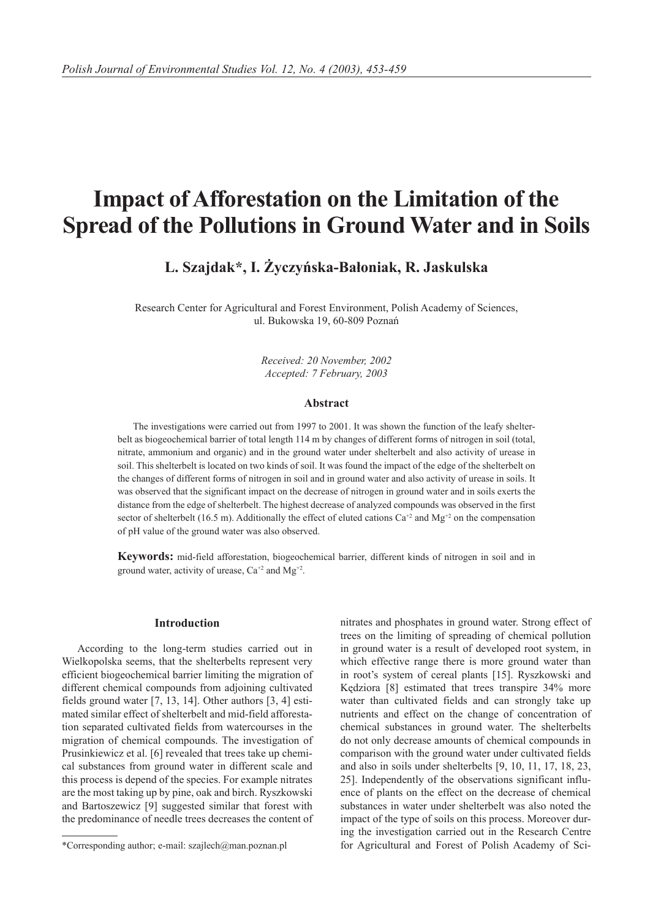# Impact of Afforestation on the Limitation of the Spread of the Pollutions in Ground Water and in Soils

**L. Szajdak*, I. Życzyńska-Bałoniak, R. Jaskulska**

Research Center for Agricultural and Forest Environment, Polish Academy of Sciences, ul. Bukowska 19, 60-809 Poznań

*Received: 20 November, 2002*
*Accepted: 7 February, 2003*

### Abstract

The investigations were carried out from 1997 to 2001. It was shown the function of the leafy shelterbelt as biogeochemical barrier of total length 114 m by changes of different forms of nitrogen in soil (total, nitrate, ammonium and organic) and in the ground water under shelterbelt and also activity of urease in soil. This shelterbelt is located on two kinds of soil. It was found the impact of the edge of the shelterbelt on the changes of different forms of nitrogen in soil and in ground water and also activity of urease in soils. It was observed that the significant impact on the decrease of nitrogen in ground water and in soils exerts the distance from the edge of shelterbelt. The highest decrease of analyzed compounds was observed in the first sector of shelterbelt (16.5 m). Additionally the effect of eluted cations $Ca^{+2}$ and $Mg^{+2}$ on the compensation of pH value of the ground water was also observed.

**Keywords:** mid-field afforestation, biogeochemical barrier, different kinds of nitrogen in soil and in ground water, activity of urease, $Ca^{+2}$ and $Mg^{+2}$.

## Introduction

According to the long-term studies carried out in Wielkopolska seems, that the shelterbelts represent very efficient biogeochemical barrier limiting the migration of different chemical compounds from adjoining cultivated fields ground water [7, 13, 14]. Other authors [3, 4] estimated similar effect of shelterbelt and mid-field afforestation separated cultivated fields from watercourses in the migration of chemical compounds. The investigation of Prusinkiewicz et al. [6] revealed that trees take up chemical substances from ground water in different scale and this process is depend of the species. For example nitrates are the most taking up by pine, oak and birch. Ryszkowski and Bartoszewicz [9] suggested similar that forest with the predominance of needle trees decreases the content of nitrates and phosphates in ground water. Strong effect of trees on the limiting of spreading of chemical pollution in ground water is a result of developed root system, in which effective range there is more ground water than in root's system of cereal plants [15]. Ryszkowski and Kędziora [8] estimated that trees transpire 34% more water than cultivated fields and can strongly take up nutrients and effect on the change of concentration of chemical substances in ground water. The shelterbelts do not only decrease amounts of chemical compounds in comparison with the ground water under cultivated fields and also in soils under shelterbelts [9, 10, 11, 17, 18, 23, 25]. Independently of the observations significant influence of plants on the effect on the decrease of chemical substances in water under shelterbelt was also noted the impact of the type of soils on this process. Moreover during the investigation carried out in the Research Centre for Agricultural and Forest of Polish Academy of Sci-

*Corresponding author; e-mail: szajlech@man.poznan.pl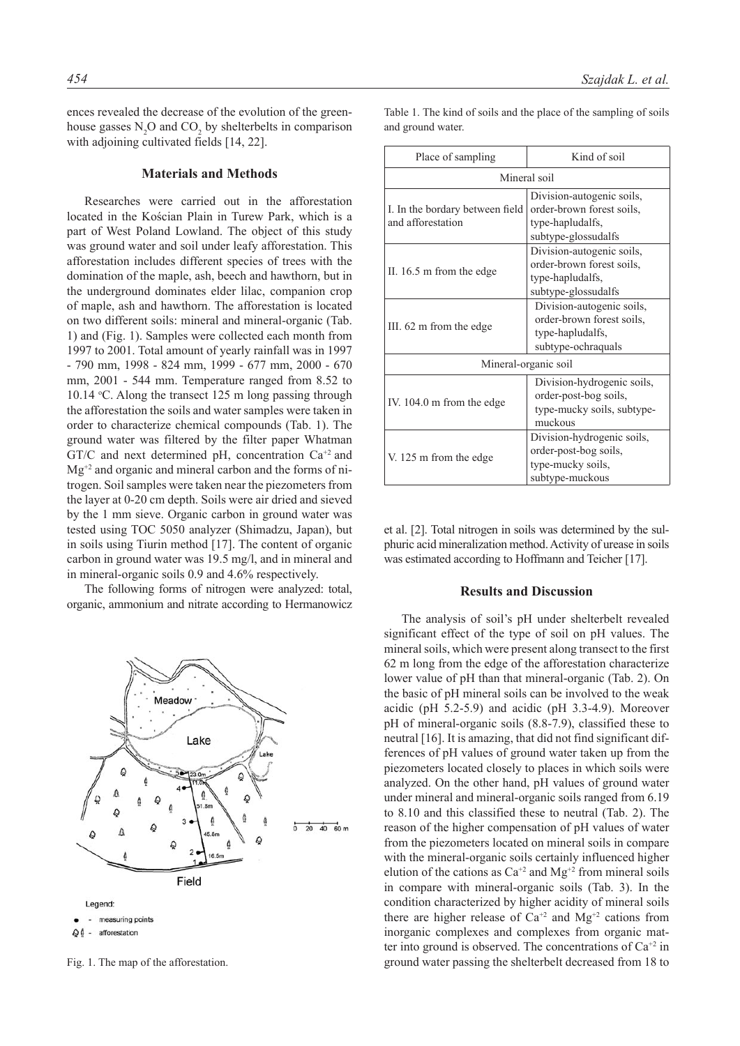ences revealed the decrease of the evolution of the greenhouse gasses $N_2O$ and $CO_2$ by shelterbelts in comparison with adjoining cultivated fields [14, 22].

## Materials and Methods

Researches were carried out in the afforestation located in the Kościan Plain in Turew Park, which is a part of West Poland Lowland. The object of this study was ground water and soil under leafy afforestation. This afforestation includes different species of trees with the domination of the maple, ash, beech and hawthorn, but in the underground dominates elder lilac, companion crop of maple, ash and hawthorn. The afforestation is located on two different soils: mineral and mineral-organic (Tab. 1) and (Fig. 1). Samples were collected each month from 1997 to 2001. Total amount of yearly rainfall was in 1997 - 790 mm, 1998 - 824 mm, 1999 - 677 mm, 2000 - 670 mm, 2001 - 544 mm. Temperature ranged from 8.52 to 10.14 °C. Along the transect 125 m long passing through the afforestation the soils and water samples were taken in order to characterize chemical compounds (Tab. 1). The ground water was filtered by the filter paper Whatman GT/C and next determined pH, concentration $Ca^{+2}$ and $Mg^{+2}$ and organic and mineral carbon and the forms of nitrogen. Soil samples were taken near the piezometers from the layer at 0-20 cm depth. Soils were air dried and sieved by the 1 mm sieve. Organic carbon in ground water was tested using TOC 5050 analyzer (Shimadzu, Japan), but in soils using Tiurin method [17]. The content of organic carbon in ground water was 19.5 mg/l, and in mineral and in mineral-organic soils 0.9 and 4.6% respectively.

The following forms of nitrogen were analyzed: total, organic, ammonium and nitrate according to Hermanowicz et al. [2]. Total nitrogen in soils was determined by the sulphuric acid mineralization method. Activity of urease in soils was estimated according to Hoffmann and Teicher [17].

Meadow
Lake
Lake
23.0m
11.0m
51.8m
45.6m
16.5m
Field
0 20 40 60 m
Legend:
• - measuring points
- afforestation

Fig. 1. The map of the afforestation.

Table 1. The kind of soils and the place of the sampling of soils and ground water.

| Place of sampling | Kind of soil |
|---|---|
| Mineral soil | |
| I. In the bordary between field and afforestation | Division-autogenic soils, order-brown forest soils, type-hapludalfs, subtype-glossudalfs |
| II. 16.5 m from the edge | Division-autogenic soils, order-brown forest soils, type-hapludalfs, subtype-glossudalfs |
| III. 62 m from the edge | Division-autogenic soils, order-brown forest soils, type-hapludalfs, subtype-ochraquals |
| Mineral-organic soil | |
| IV. 104.0 m from the edge | Division-hydrogenic soils, order-post-bog soils, type-mucky soils, subtype-muckous |
| V. 125 m from the edge | Division-hydrogenic soils, order-post-bog soils, type-mucky soils, subtype-muckous |

## Results and Discussion

The analysis of soil's pH under shelterbelt revealed significant effect of the type of soil on pH values. The mineral soils, which were present along transect to the first 62 m long from the edge of the afforestation characterize lower value of pH than that mineral-organic (Tab. 2). On the basic of pH mineral soils can be involved to the weak acidic (pH 5.2-5.9) and acidic (pH 3.3-4.9). Moreover pH of mineral-organic soils (8.8-7.9), classified these to neutral [16]. It is amazing, that did not find significant differences of pH values of ground water taken up from the piezometers located closely to places in which soils were analyzed. On the other hand, pH values of ground water under mineral and mineral-organic soils ranged from 6.19 to 8.10 and this classified these to neutral (Tab. 2). The reason of the higher compensation of pH values of water from the piezometers located on mineral soils in compare with the mineral-organic soils certainly influenced higher elution of the cations as $Ca^{+2}$ and $Mg^{+2}$ from mineral soils in compare with mineral-organic soils (Tab. 3). In the condition characterized by higher acidity of mineral soils there are higher release of $Ca^{+2}$ and $Mg^{+2}$ cations from inorganic complexes and complexes from organic matter into ground is observed. The concentrations of $Ca^{+2}$ in ground water passing the shelterbelt decreased from 18 to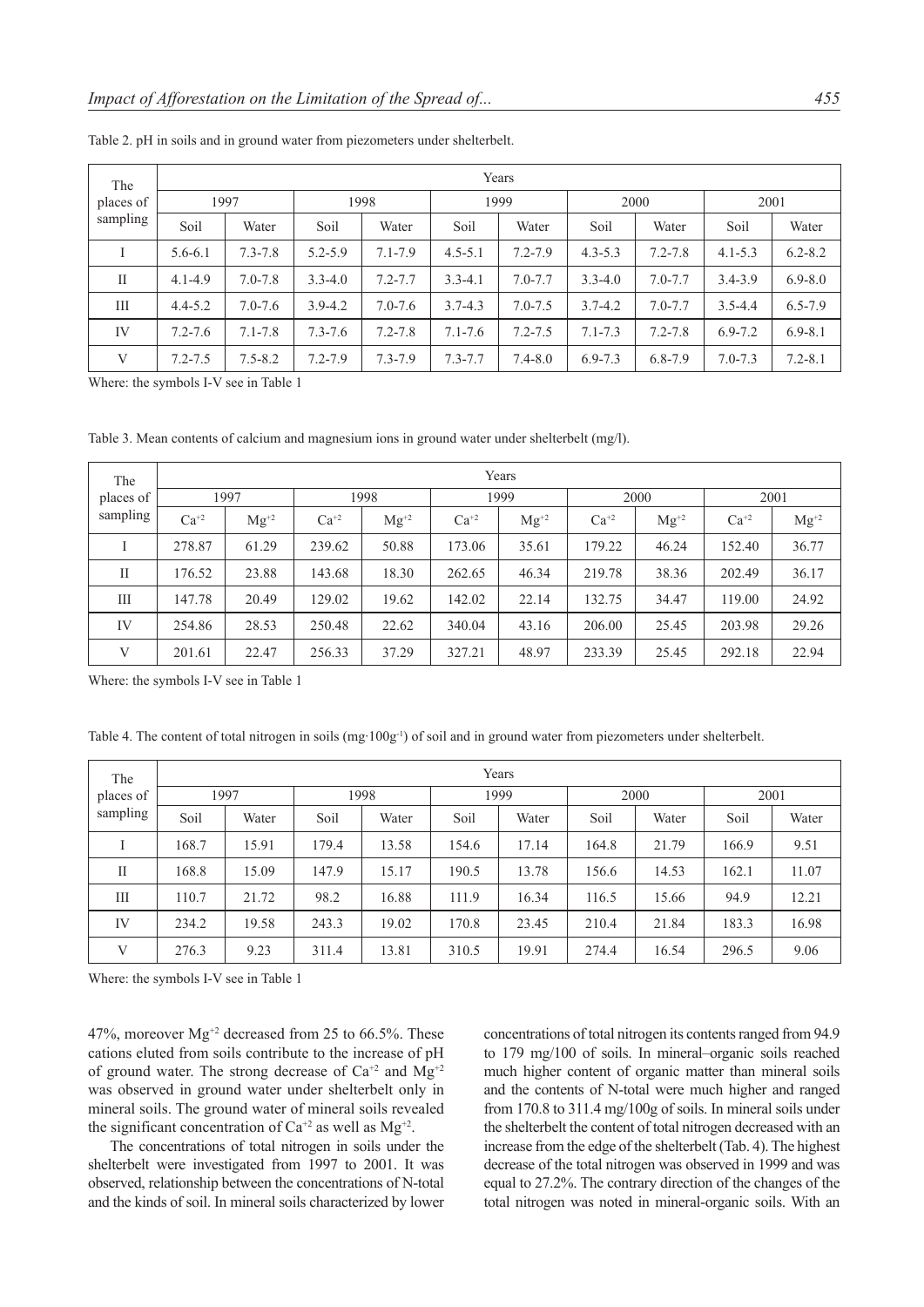Table 2. pH in soils and in ground water from piezometers under shelterbelt.

| The places of sampling | Years | | | | | | | | | |
|---|---|---|---|---|---|---|---|---|---|---|
| | 1997 | | 1998 | | 1999 | | 2000 | | 2001 | |
| | Soil | Water | Soil | Water | Soil | Water | Soil | Water | Soil | Water |
| I | 5.6-6.1 | 7.3-7.8 | 5.2-5.9 | 7.1-7.9 | 4.5-5.1 | 7.2-7.9 | 4.3-5.3 | 7.2-7.8 | 4.1-5.3 | 6.2-8.2 |
| II | 4.1-4.9 | 7.0-7.8 | 3.3-4.0 | 7.2-7.7 | 3.3-4.1 | 7.0-7.7 | 3.3-4.0 | 7.0-7.7 | 3.4-3.9 | 6.9-8.0 |
| III | 4.4-5.2 | 7.0-7.6 | 3.9-4.2 | 7.0-7.6 | 3.7-4.3 | 7.0-7.5 | 3.7-4.2 | 7.0-7.7 | 3.5-4.4 | 6.5-7.9 |
| IV | 7.2-7.6 | 7.1-7.8 | 7.3-7.6 | 7.2-7.8 | 7.1-7.6 | 7.2-7.5 | 7.1-7.3 | 7.2-7.8 | 6.9-7.2 | 6.9-8.1 |
| V | 7.2-7.5 | 7.5-8.2 | 7.2-7.9 | 7.3-7.9 | 7.3-7.7 | 7.4-8.0 | 6.9-7.3 | 6.8-7.9 | 7.0-7.3 | 7.2-8.1 |

Where: the symbols I-V see in Table 1

Table 3. Mean contents of calcium and magnesium ions in ground water under shelterbelt (mg/l).

| The places of sampling | Years | | | | | | | | | |
|---|---|---|---|---|---|---|---|---|---|---|
| | 1997 | | 1998 | | 1999 | | 2000 | | 2001 | |
| | $Ca^{+2}$ | $Mg^{+2}$ | $Ca^{+2}$ | $Mg^{+2}$ | $Ca^{+2}$ | $Mg^{+2}$ | $Ca^{+2}$ | $Mg^{+2}$ | $Ca^{+2}$ | $Mg^{+2}$ |
| I | 278.87 | 61.29 | 239.62 | 50.88 | 173.06 | 35.61 | 179.22 | 46.24 | 152.40 | 36.77 |
| II | 176.52 | 23.88 | 143.68 | 18.30 | 262.65 | 46.34 | 219.78 | 38.36 | 202.49 | 36.17 |
| III | 147.78 | 20.49 | 129.02 | 19.62 | 142.02 | 22.14 | 132.75 | 34.47 | 119.00 | 24.92 |
| IV | 254.86 | 28.53 | 250.48 | 22.62 | 340.04 | 43.16 | 206.00 | 25.45 | 203.98 | 29.26 |
| V | 201.61 | 22.47 | 256.33 | 37.29 | 327.21 | 48.97 | 233.39 | 25.45 | 292.18 | 22.94 |

Where: the symbols I-V see in Table 1

Table 4. The content of total nitrogen in soils ($mg \cdot 100g^{-1}$) of soil and in ground water from piezometers under shelterbelt.

| The places of sampling | Years | | | | | | | | | |
|---|---|---|---|---|---|---|---|---|---|---|
| | 1997 | | 1998 | | 1999 | | 2000 | | 2001 | |
| | Soil | Water | Soil | Water | Soil | Water | Soil | Water | Soil | Water |
| I | 168.7 | 15.91 | 179.4 | 13.58 | 154.6 | 17.14 | 164.8 | 21.79 | 166.9 | 9.51 |
| II | 168.8 | 15.09 | 147.9 | 15.17 | 190.5 | 13.78 | 156.6 | 14.53 | 162.1 | 11.07 |
| III | 110.7 | 21.72 | 98.2 | 16.88 | 111.9 | 16.34 | 116.5 | 15.66 | 94.9 | 12.21 |
| IV | 234.2 | 19.58 | 243.3 | 19.02 | 170.8 | 23.45 | 210.4 | 21.84 | 183.3 | 16.98 |
| V | 276.3 | 9.23 | 311.4 | 13.81 | 310.5 | 19.91 | 274.4 | 16.54 | 296.5 | 9.06 |

Where: the symbols I-V see in Table 1

47%, moreover $Mg^{+2}$ decreased from 25 to 66.5%. These cations eluted from soils contribute to the increase of pH of ground water. The strong decrease of $Ca^{+2}$ and $Mg^{+2}$ was observed in ground water under shelterbelt only in mineral soils. The ground water of mineral soils revealed the significant concentration of $Ca^{+2}$ as well as $Mg^{+2}$.

The concentrations of total nitrogen in soils under the shelterbelt were investigated from 1997 to 2001. It was observed, relationship between the concentrations of N-total and the kinds of soil. In mineral soils characterized by lower concentrations of total nitrogen its contents ranged from 94.9 to 179 mg/100 of soils. In mineral–organic soils reached much higher content of organic matter than mineral soils and the contents of N-total were much higher and ranged from 170.8 to 311.4 mg/100g of soils. In mineral soils under the shelterbelt the content of total nitrogen decreased with an increase from the edge of the shelterbelt (Tab. 4). The highest decrease of the total nitrogen was observed in 1999 and was equal to 27.2%. The contrary direction of the changes of the total nitrogen was noted in mineral-organic soils. With an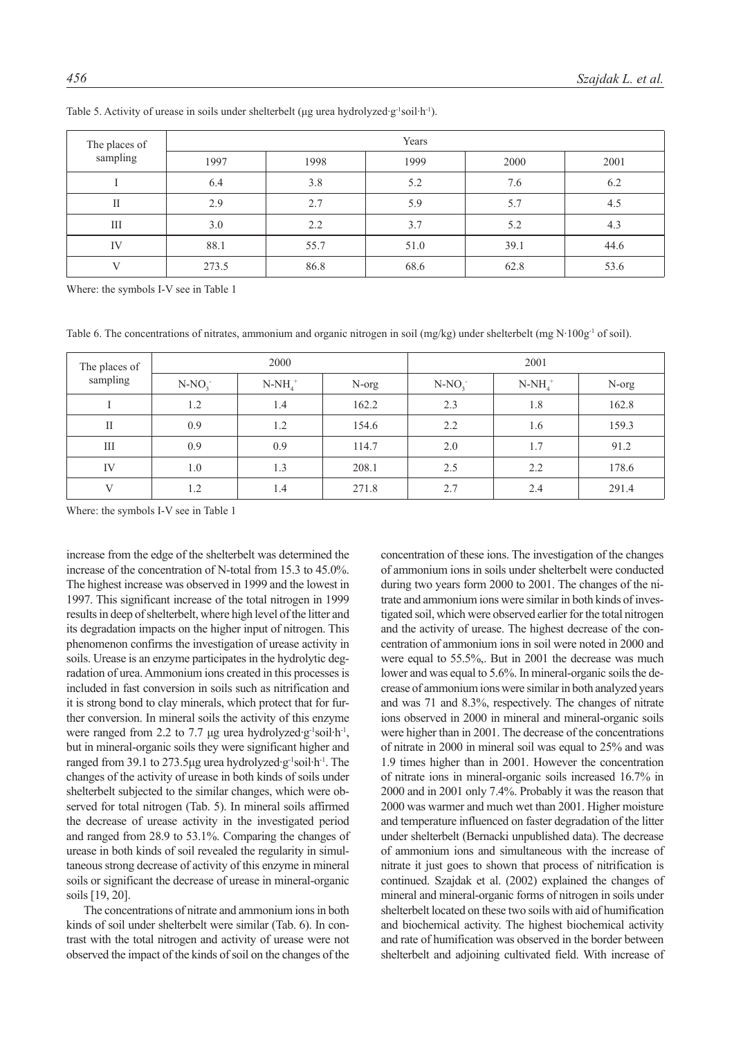Table 5. Activity of urease in soils under shelterbelt (μg urea hydrolyzed·g$^{-1}$soil·h$^{-1}$).

| The places of sampling | Years | | | | |
|---|---|---|---|---|---|
| | 1997 | 1998 | 1999 | 2000 | 2001 |
| I | 6.4 | 3.8 | 5.2 | 7.6 | 6.2 |
| II | 2.9 | 2.7 | 5.9 | 5.7 | 4.5 |
| III | 3.0 | 2.2 | 3.7 | 5.2 | 4.3 |
| IV | 88.1 | 55.7 | 51.0 | 39.1 | 44.6 |
| V | 273.5 | 86.8 | 68.6 | 62.8 | 53.6 |

Where: the symbols I-V see in Table 1

Table 6. The concentrations of nitrates, ammonium and organic nitrogen in soil (mg/kg) under shelterbelt (mg N·100g$^{-1}$ of soil).

| The places of sampling | 2000 | | | 2001 | | |
|---|---|---|---|---|---|---|
| | N-$NO_3^-$ | N-$NH_4^+$ | N-org | N-$NO_3^-$ | N-$NH_4^+$ | N-org |
| I | 1.2 | 1.4 | 162.2 | 2.3 | 1.8 | 162.8 |
| II | 0.9 | 1.2 | 154.6 | 2.2 | 1.6 | 159.3 |
| III | 0.9 | 0.9 | 114.7 | 2.0 | 1.7 | 91.2 |
| IV | 1.0 | 1.3 | 208.1 | 2.5 | 2.2 | 178.6 |
| V | 1.2 | 1.4 | 271.8 | 2.7 | 2.4 | 291.4 |

Where: the symbols I-V see in Table 1

increase from the edge of the shelterbelt was determined the increase of the concentration of N-total from 15.3 to 45.0%. The highest increase was observed in 1999 and the lowest in 1997. This significant increase of the total nitrogen in 1999 results in deep of shelterbelt, where high level of the litter and its degradation impacts on the higher input of nitrogen. This phenomenon confirms the investigation of urease activity in soils. Urease is an enzyme participates in the hydrolytic degradation of urea. Ammonium ions created in this processes is included in fast conversion in soils such as nitrification and it is strong bond to clay minerals, which protect that for further conversion. In mineral soils the activity of this enzyme were ranged from 2.2 to 7.7 μg urea hydrolyzed·g$^{-1}$soil·h$^{-1}$, but in mineral-organic soils they were significant higher and ranged from 39.1 to 273.5μg urea hydrolyzed·g$^{-1}$soil·h$^{-1}$. The changes of the activity of urease in both kinds of soils under shelterbelt subjected to the similar changes, which were observed for total nitrogen (Tab. 5). In mineral soils affirmed the decrease of urease activity in the investigated period and ranged from 28.9 to 53.1%. Comparing the changes of urease in both kinds of soil revealed the regularity in simultaneous strong decrease of activity of this enzyme in mineral soils or significant the decrease of urease in mineral-organic soils [19, 20].

The concentrations of nitrate and ammonium ions in both kinds of soil under shelterbelt were similar (Tab. 6). In contrast with the total nitrogen and activity of urease were not observed the impact of the kinds of soil on the changes of the concentration of these ions. The investigation of the changes of ammonium ions in soils under shelterbelt were conducted during two years form 2000 to 2001. The changes of the nitrate and ammonium ions were similar in both kinds of investigated soil, which were observed earlier for the total nitrogen and the activity of urease. The highest decrease of the concentration of ammonium ions in soil were noted in 2000 and were equal to 55.5%,. But in 2001 the decrease was much lower and was equal to 5.6%. In mineral-organic soils the decrease of ammonium ions were similar in both analyzed years and was 71 and 8.3%, respectively. The changes of nitrate ions observed in 2000 in mineral and mineral-organic soils were higher than in 2001. The decrease of the concentrations of nitrate in 2000 in mineral soil was equal to 25% and was 1.9 times higher than in 2001. However the concentration of nitrate ions in mineral-organic soils increased 16.7% in 2000 and in 2001 only 7.4%. Probably it was the reason that 2000 was warmer and much wet than 2001. Higher moisture and temperature influenced on faster degradation of the litter under shelterbelt (Bernacki unpublished data). The decrease of ammonium ions and simultaneous with the increase of nitrate it just goes to shown that process of nitrification is continued. Szajdak et al. (2002) explained the changes of mineral and mineral-organic forms of nitrogen in soils under shelterbelt located on these two soils with aid of humification and biochemical activity. The highest biochemical activity and rate of humification was observed in the border between shelterbelt and adjoining cultivated field. With increase of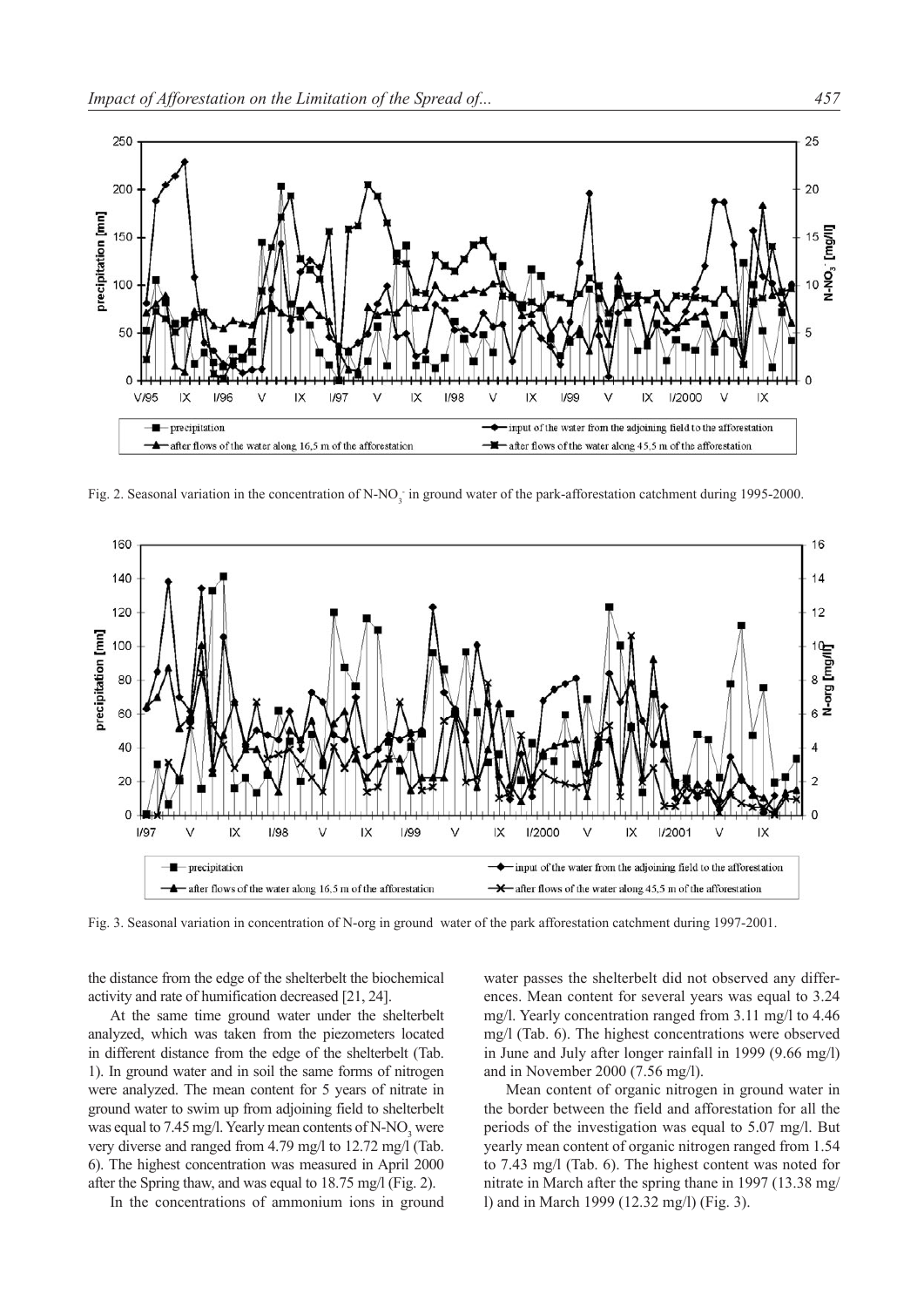250

200

150

100

50

0

precipitation [mm]

25

20

15

10

5

0

N-NO$_3^-$ [mg/l]

V/95 IX I/96 V IX I/97 V IX I/98 V IX I/99 V IX I/2000 V IX

precipitation

input of the water from the adjoining field to the afforestation

after flows of the water along 16,5 m of the afforestation

after flows of the water along 45,5 m of the afforestation

Fig. 2. Seasonal variation in the concentration of N-NO$_3^-$ in ground water of the park-afforestation catchment during 1995-2000.

160

140

120

100

80

60

40

20

0

precipitation [mm]

16

14

12

10

8

6

4

2

0

N-org [mg/l]

I/97 V IX I/98 V IX I/99 V IX I/2000 V IX I/2001 V IX

precipitation

input of the water from the adjoining field to the afforestation

after flows of the water along 16,5 m of the afforestation

after flows of the water along 45,5 m of the afforestation

Fig. 3. Seasonal variation in concentration of N-org in ground water of the park afforestation catchment during 1997-2001.

the distance from the edge of the shelterbelt the biochemical activity and rate of humification decreased [21, 24].

At the same time ground water under the shelterbelt analyzed, which was taken from the piezometers located in different distance from the edge of the shelterbelt (Tab. 1). In ground water and in soil the same forms of nitrogen were analyzed. The mean content for 5 years of nitrate in ground water to swim up from adjoining field to shelterbelt was equal to 7.45 mg/l. Yearly mean contents of N-NO$_3$ were very diverse and ranged from 4.79 mg/l to 12.72 mg/l (Tab. 6). The highest concentration was measured in April 2000 after the Spring thaw, and was equal to 18.75 mg/l (Fig. 2).

In the concentrations of ammonium ions in ground water passes the shelterbelt did not observed any differences. Mean content for several years was equal to 3.24 mg/l. Yearly concentration ranged from 3.11 mg/l to 4.46 mg/l (Tab. 6). The highest concentrations were observed in June and July after longer rainfall in 1999 (9.66 mg/l) and in November 2000 (7.56 mg/l).

Mean content of organic nitrogen in ground water in the border between the field and afforestation for all the periods of the investigation was equal to 5.07 mg/l. But yearly mean content of organic nitrogen ranged from 1.54 to 7.43 mg/l (Tab. 6). The highest content was noted for nitrate in March after the spring thane in 1997 (13.38 mg/l) and in March 1999 (12.32 mg/l) (Fig. 3).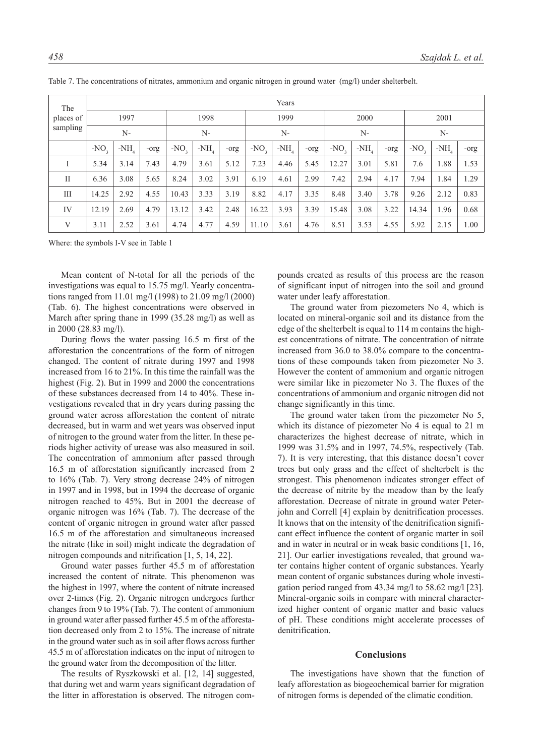Table 7. The concentrations of nitrates, ammonium and organic nitrogen in ground water (mg/l) under shelterbelt.

| The places of sampling | Years | | | | | | | | | | | | | | |
|---|---|---|---|---|---|---|---|---|---|---|---|---|---|---|---|
| | 1997 | | | 1998 | | | 1999 | | | 2000 | | | 2001 | | |
| | N- | | | N- | | | N- | | | N- | | | N- | | |
| | $-NO_3$ | $-NH_4$ | -org | $-NO_3$ | $-NH_4$ | -org | $-NO_3$ | $-NH_4$ | -org | $-NO_3$ | $-NH_4$ | -org | $-NO_3$ | $-NH_4$ | -org |
| I | 5.34 | 3.14 | 7.43 | 4.79 | 3.61 | 5.12 | 7.23 | 4.46 | 5.45 | 12.27 | 3.01 | 5.81 | 7.6 | 1.88 | 1.53 |
| II | 6.36 | 3.08 | 5.65 | 8.24 | 3.02 | 3.91 | 6.19 | 4.61 | 2.99 | 7.42 | 2.94 | 4.17 | 7.94 | 1.84 | 1.29 |
| III | 14.25 | 2.92 | 4.55 | 10.43 | 3.33 | 3.19 | 8.82 | 4.17 | 3.35 | 8.48 | 3.40 | 3.78 | 9.26 | 2.12 | 0.83 |
| IV | 12.19 | 2.69 | 4.79 | 13.12 | 3.42 | 2.48 | 16.22 | 3.93 | 3.39 | 15.48 | 3.08 | 3.22 | 14.34 | 1.96 | 0.68 |
| V | 3.11 | 2.52 | 3.61 | 4.74 | 4.77 | 4.59 | 11.10 | 3.61 | 4.76 | 8.51 | 3.53 | 4.55 | 5.92 | 2.15 | 1.00 |

Where: the symbols I-V see in Table 1

Mean content of N-total for all the periods of the investigations was equal to 15.75 mg/l. Yearly concentrations ranged from 11.01 mg/l (1998) to 21.09 mg/l (2000) (Tab. 6). The highest concentrations were observed in March after spring thane in 1999 (35.28 mg/l) as well as in 2000 (28.83 mg/l).

During flows the water passing 16.5 m first of the afforestation the concentrations of the form of nitrogen changed. The content of nitrate during 1997 and 1998 increased from 16 to 21%. In this time the rainfall was the highest (Fig. 2). But in 1999 and 2000 the concentrations of these substances decreased from 14 to 40%. These investigations revealed that in dry years during passing the ground water across afforestation the content of nitrate decreased, but in warm and wet years was observed input of nitrogen to the ground water from the litter. In these periods higher activity of urease was also measured in soil. The concentration of ammonium after passed through 16.5 m of afforestation significantly increased from 2 to 16% (Tab. 7). Very strong decrease 24% of nitrogen in 1997 and in 1998, but in 1994 the decrease of organic nitrogen reached to 45%. But in 2001 the decrease of organic nitrogen was 16% (Tab. 7). The decrease of the content of organic nitrogen in ground water after passed 16.5 m of the afforestation and simultaneous increased the nitrate (like in soil) might indicate the degradation of nitrogen compounds and nitrification [1, 5, 14, 22].

Ground water passes further 45.5 m of afforestation increased the content of nitrate. This phenomenon was the highest in 1997, where the content of nitrate increased over 2-times (Fig. 2). Organic nitrogen undergoes further changes from 9 to 19% (Tab. 7). The content of ammonium in ground water after passed further 45.5 m of the afforestation decreased only from 2 to 15%. The increase of nitrate in the ground water such as in soil after flows across further 45.5 m of afforestation indicates on the input of nitrogen to the ground water from the decomposition of the litter.

The results of Ryszkowski et al. [12, 14] suggested, that during wet and warm years significant degradation of the litter in afforestation is observed. The nitrogen compounds created as results of this process are the reason of significant input of nitrogen into the soil and ground water under leafy afforestation.

The ground water from piezometers No 4, which is located on mineral-organic soil and its distance from the edge of the shelterbelt is equal to 114 m contains the highest concentrations of nitrate. The concentration of nitrate increased from 36.0 to 38.0% compare to the concentrations of these compounds taken from piezometer No 3. However the content of ammonium and organic nitrogen were similar like in piezometer No 3. The fluxes of the concentrations of ammonium and organic nitrogen did not change significantly in this time.

The ground water taken from the piezometer No 5, which its distance of piezometer No 4 is equal to 21 m characterizes the highest decrease of nitrate, which in 1999 was 31.5% and in 1997, 74.5%, respectively (Tab. 7). It is very interesting, that this distance doesn't cover trees but only grass and the effect of shelterbelt is the strongest. This phenomenon indicates stronger effect of the decrease of nitrite by the meadow than by the leafy afforestation. Decrease of nitrate in ground water Peterjohn and Correll [4] explain by denitrification processes. It knows that on the intensity of the denitrification significant effect influence the content of organic matter in soil and in water in neutral or in weak basic conditions [1, 16, 21]. Our earlier investigations revealed, that ground water contains higher content of organic substances. Yearly mean content of organic substances during whole investigation period ranged from 43.34 mg/l to 58.62 mg/l [23]. Mineral-organic soils in compare with mineral characterized higher content of organic matter and basic values of pH. These conditions might accelerate processes of denitrification.

## Conclusions

The investigations have shown that the function of leafy afforestation as biogeochemical barrier for migration of nitrogen forms is depended of the climatic condition.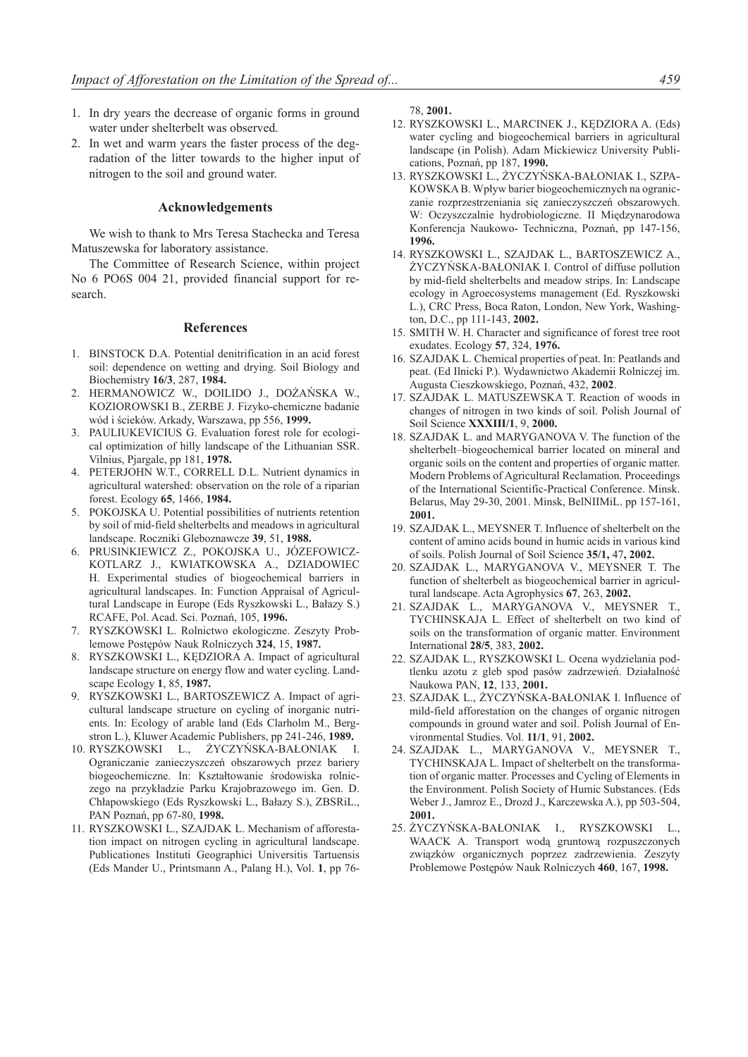1. In dry years the decrease of organic forms in ground water under shelterbelt was observed.
2. In wet and warm years the faster process of the degradation of the litter towards to the higher input of nitrogen to the soil and ground water.

## Acknowledgements

We wish to thank to Mrs Teresa Stachecka and Teresa Matuszewska for laboratory assistance.

The Committee of Research Science, within project No 6 PO6S 004 21, provided financial support for research.

## References

1. BINSTOCK D.A. Potential denitrification in an acid forest soil: dependence on wetting and drying. Soil Biology and Biochemistry **16/3**, 287, **1984.**
2. HERMANOWICZ W., DOILIDO J., DOŻAŃSKA W., KOZIOROWSKI B., ZERBE J. Fizyko-chemiczne badanie wód i ścieków. Arkady, Warszawa, pp 556, **1999.**
3. PAULIUKEVICIUS G. Evaluation forest role for ecological optimization of hilly landscape of the Lithuanian SSR. Vilnius, Pjargale, pp 181, **1978.**
4. PETERJOHN W.T., CORRELL D.L. Nutrient dynamics in agricultural watershed: observation on the role of a riparian forest. Ecology **65**, 1466, **1984.**
5. POKOJSKA U. Potential possibilities of nutrients retention by soil of mid-field shelterbelts and meadows in agricultural landscape. Roczniki Gleboznawcze **39**, 51, **1988.**
6. PRUSINKIEWICZ Z., POKOJSKA U., JÓZEFOWICZ-KOTLARZ J., KWIATKOWSKA A., DZIADOWIEC H. Experimental studies of biogeochemical barriers in agricultural landscapes. In: Function Appraisal of Agricultural Landscape in Europe (Eds Ryszkowski L., Bałazy S.) RCAFE, Pol. Acad. Sci. Poznań, 105, **1996.**
7. RYSZKOWSKI L. Rolnictwo ekologiczne. Zeszyty Problemowe Postępów Nauk Rolniczych **324**, 15, **1987.**
8. RYSZKOWSKI L., KĘDZIORA A. Impact of agricultural landscape structure on energy flow and water cycling. Landscape Ecology **1**, 85, **1987.**
9. RYSZKOWSKI L., BARTOSZEWICZ A. Impact of agricultural landscape structure on cycling of inorganic nutrients. In: Ecology of arable land (Eds Clarholm M., Bergstron L.), Kluwer Academic Publishers, pp 241-246, **1989.**
10. RYSZKOWSKI L., ŻYCZYŃSKA-BAŁONIAK I. Ograniczanie zanieczyszczeń obszarowych przez bariery biogeochemiczne. In: Kształtowanie środowiska rolniczego na przykładzie Parku Krajobrazowego im. Gen. D. Chłapowskiego (Eds Ryszkowski L., Bałazy S.), ZBSRiL., PAN Poznań, pp 67-80, **1998.**
11. RYSZKOWSKI L., SZAJDAK L. Mechanism of afforestation impact on nitrogen cycling in agricultural landscape. Publicationes Instituti Geographici Universitis Tartuensis (Eds Mander U., Printsmann A., Palang H.), Vol. **1**, pp 76-78, **2001.**
12. RYSZKOWSKI L., MARCINEK J., KĘDZIORA A. (Eds) water cycling and biogeochemical barriers in agricultural landscape (in Polish). Adam Mickiewicz University Publications, Poznań, pp 187, **1990.**
13. RYSZKOWSKI L., ŻYCZYŃSKA-BAŁONIAK I., SZPAKOWSKA B. Wpływ barier biogeochemicznych na ograniczanie rozprzestrzeniania się zanieczyszczeń obszarowych. W: Oczyszczalnie hydrobiologiczne. II Międzynarodowa Konferencja Naukowo- Techniczna, Poznań, pp 147-156, **1996.**
14. RYSZKOWSKI L., SZAJDAK L., BARTOSZEWICZ A., ŻYCZYŃSKA-BAŁONIAK I. Control of diffuse pollution by mid-field shelterbelts and meadow strips. In: Landscape ecology in Agroecosystems management (Ed. Ryszkowski L.), CRC Press, Boca Raton, London, New York, Washington, D.C., pp 111-143, **2002.**
15. SMITH W. H. Character and significance of forest tree root exudates. Ecology **57**, 324, **1976.**
16. SZAJDAK L. Chemical properties of peat. In: Peatlands and peat. (Ed Ilnicki P.). Wydawnictwo Akademii Rolniczej im. Augusta Cieszkowskiego, Poznań, 432, **2002**.
17. SZAJDAK L. MATUSZEWSKA T. Reaction of woods in changes of nitrogen in two kinds of soil. Polish Journal of Soil Science **XXXIII/1**, 9, **2000.**
18. SZAJDAK L. and MARYGANOVA V. The function of the shelterbelt–biogeochemical barrier located on mineral and organic soils on the content and properties of organic matter. Modern Problems of Agricultural Reclamation. Proceedings of the International Scientific-Practical Conference. Minsk. Belarus, May 29-30, 2001. Minsk, BelNIIMiL. pp 157-161, **2001.**
19. SZAJDAK L., MEYSNER T. Influence of shelterbelt on the content of amino acids bound in humic acids in various kind of soils. Polish Journal of Soil Science **35/1,** 47**, 2002.**
20. SZAJDAK L., MARYGANOVA V., MEYSNER T. The function of shelterbelt as biogeochemical barrier in agricultural landscape. Acta Agrophysics **67**, 263, **2002.**
21. SZAJDAK L., MARYGANOVA V., MEYSNER T., TYCHINSKAJA L. Effect of shelterbelt on two kind of soils on the transformation of organic matter. Environment International **28/5**, 383, **2002.**
22. SZAJDAK L., RYSZKOWSKI L. Ocena wydzielania podtlenku azotu z gleb spod pasów zadrzewień. Działalność Naukowa PAN, **12**, 133, **2001.**
23. SZAJDAK L., ŻYCZYŃSKA-BAŁONIAK I. Influence of mild-field afforestation on the changes of organic nitrogen compounds in ground water and soil. Polish Journal of Environmental Studies. Vol. **11/1**, 91, **2002.**
24. SZAJDAK L., MARYGANOVA V., MEYSNER T., TYCHINSKAJA L. Impact of shelterbelt on the transformation of organic matter. Processes and Cycling of Elements in the Environment. Polish Society of Humic Substances. (Eds Weber J., Jamroz E., Drozd J., Karczewska A.), pp 503-504, **2001.**
25. ŻYCZYŃSKA-BAŁONIAK I., RYSZKOWSKI L., WAACK A. Transport wodą gruntową rozpuszczonych związków organicznych poprzez zadrzewienia. Zeszyty Problemowe Postępów Nauk Rolniczych **460**, 167, **1998.**